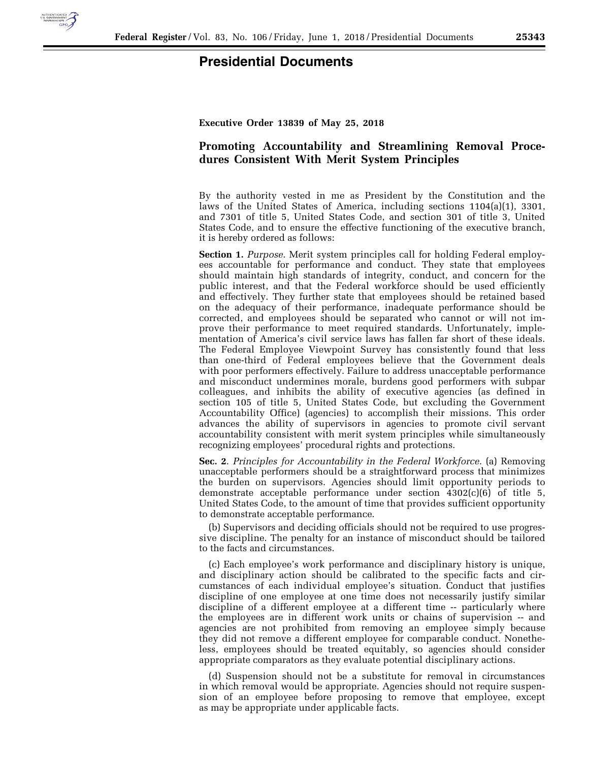# Presidential Documents

**Executive Order 13839 of May 25, 2018**

## Promoting Accountability and Streamlining Removal Procedures Consistent With Merit System Principles

By the authority vested in me as President by the Constitution and the laws of the United States of America, including sections 1104(a)(1), 3301, and 7301 of title 5, United States Code, and section 301 of title 3, United States Code, and to ensure the effective functioning of the executive branch, it is hereby ordered as follows:

**Section 1.** *Purpose*. Merit system principles call for holding Federal employees accountable for performance and conduct. They state that employees should maintain high standards of integrity, conduct, and concern for the public interest, and that the Federal workforce should be used efficiently and effectively. They further state that employees should be retained based on the adequacy of their performance, inadequate performance should be corrected, and employees should be separated who cannot or will not improve their performance to meet required standards. Unfortunately, implementation of America's civil service laws has fallen far short of these ideals. The Federal Employee Viewpoint Survey has consistently found that less than one-third of Federal employees believe that the Government deals with poor performers effectively. Failure to address unacceptable performance and misconduct undermines morale, burdens good performers with subpar colleagues, and inhibits the ability of executive agencies (as defined in section 105 of title 5, United States Code, but excluding the Government Accountability Office) (agencies) to accomplish their missions. This order advances the ability of supervisors in agencies to promote civil servant accountability consistent with merit system principles while simultaneously recognizing employees' procedural rights and protections.

**Sec. 2**. *Principles for Accountability in the Federal Workforce*. (a) Removing unacceptable performers should be a straightforward process that minimizes the burden on supervisors. Agencies should limit opportunity periods to demonstrate acceptable performance under section 4302(c)(6) of title 5, United States Code, to the amount of time that provides sufficient opportunity to demonstrate acceptable performance.

(b) Supervisors and deciding officials should not be required to use progressive discipline. The penalty for an instance of misconduct should be tailored to the facts and circumstances.

(c) Each employee's work performance and disciplinary history is unique, and disciplinary action should be calibrated to the specific facts and circumstances of each individual employee's situation. Conduct that justifies discipline of one employee at one time does not necessarily justify similar discipline of a different employee at a different time -- particularly where the employees are in different work units or chains of supervision -- and agencies are not prohibited from removing an employee simply because they did not remove a different employee for comparable conduct. Nonetheless, employees should be treated equitably, so agencies should consider appropriate comparators as they evaluate potential disciplinary actions.

(d) Suspension should not be a substitute for removal in circumstances in which removal would be appropriate. Agencies should not require suspension of an employee before proposing to remove that employee, except as may be appropriate under applicable facts.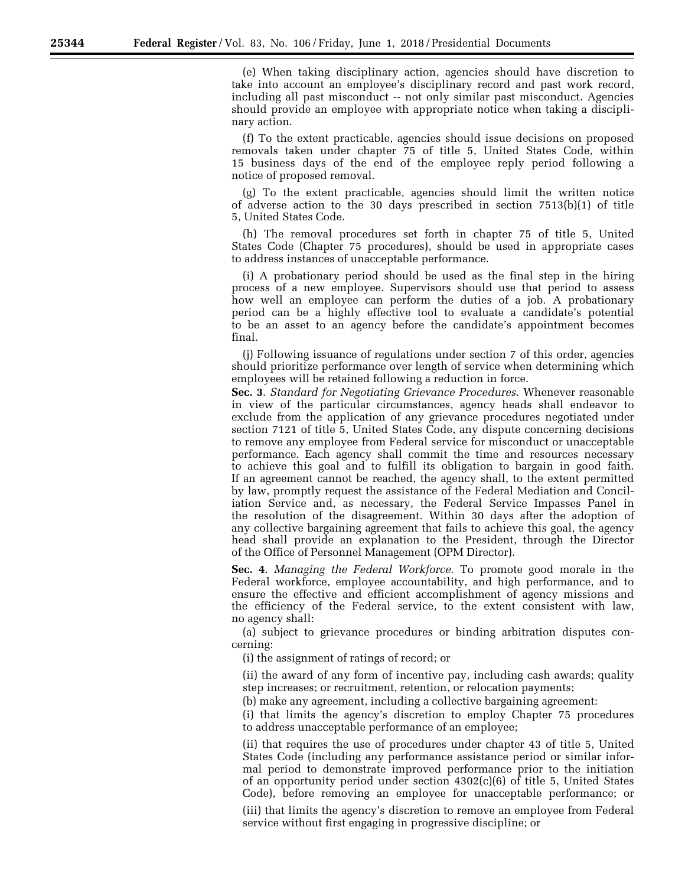(e) When taking disciplinary action, agencies should have discretion to take into account an employee's disciplinary record and past work record, including all past misconduct -- not only similar past misconduct. Agencies should provide an employee with appropriate notice when taking a disciplinary action.

(f) To the extent practicable, agencies should issue decisions on proposed removals taken under chapter 75 of title 5, United States Code, within 15 business days of the end of the employee reply period following a notice of proposed removal.

(g) To the extent practicable, agencies should limit the written notice of adverse action to the 30 days prescribed in section 7513(b)(1) of title 5, United States Code.

(h) The removal procedures set forth in chapter 75 of title 5, United States Code (Chapter 75 procedures), should be used in appropriate cases to address instances of unacceptable performance.

(i) A probationary period should be used as the final step in the hiring process of a new employee. Supervisors should use that period to assess how well an employee can perform the duties of a job. A probationary period can be a highly effective tool to evaluate a candidate's potential to be an asset to an agency before the candidate's appointment becomes final.

(j) Following issuance of regulations under section 7 of this order, agencies should prioritize performance over length of service when determining which employees will be retained following a reduction in force.

**Sec. 3**. *Standard for Negotiating Grievance Procedures*. Whenever reasonable in view of the particular circumstances, agency heads shall endeavor to exclude from the application of any grievance procedures negotiated under section 7121 of title 5, United States Code, any dispute concerning decisions to remove any employee from Federal service for misconduct or unacceptable performance. Each agency shall commit the time and resources necessary to achieve this goal and to fulfill its obligation to bargain in good faith. If an agreement cannot be reached, the agency shall, to the extent permitted by law, promptly request the assistance of the Federal Mediation and Conciliation Service and, as necessary, the Federal Service Impasses Panel in the resolution of the disagreement. Within 30 days after the adoption of any collective bargaining agreement that fails to achieve this goal, the agency head shall provide an explanation to the President, through the Director of the Office of Personnel Management (OPM Director).

**Sec. 4**. *Managing the Federal Workforce*. To promote good morale in the Federal workforce, employee accountability, and high performance, and to ensure the effective and efficient accomplishment of agency missions and the efficiency of the Federal service, to the extent consistent with law, no agency shall:

(a) subject to grievance procedures or binding arbitration disputes concerning:

(i) the assignment of ratings of record; or

(ii) the award of any form of incentive pay, including cash awards; quality step increases; or recruitment, retention, or relocation payments;

(b) make any agreement, including a collective bargaining agreement:

(i) that limits the agency's discretion to employ Chapter 75 procedures to address unacceptable performance of an employee;

(ii) that requires the use of procedures under chapter 43 of title 5, United States Code (including any performance assistance period or similar informal period to demonstrate improved performance prior to the initiation of an opportunity period under section 4302(c)(6) of title 5, United States Code), before removing an employee for unacceptable performance; or

(iii) that limits the agency's discretion to remove an employee from Federal service without first engaging in progressive discipline; or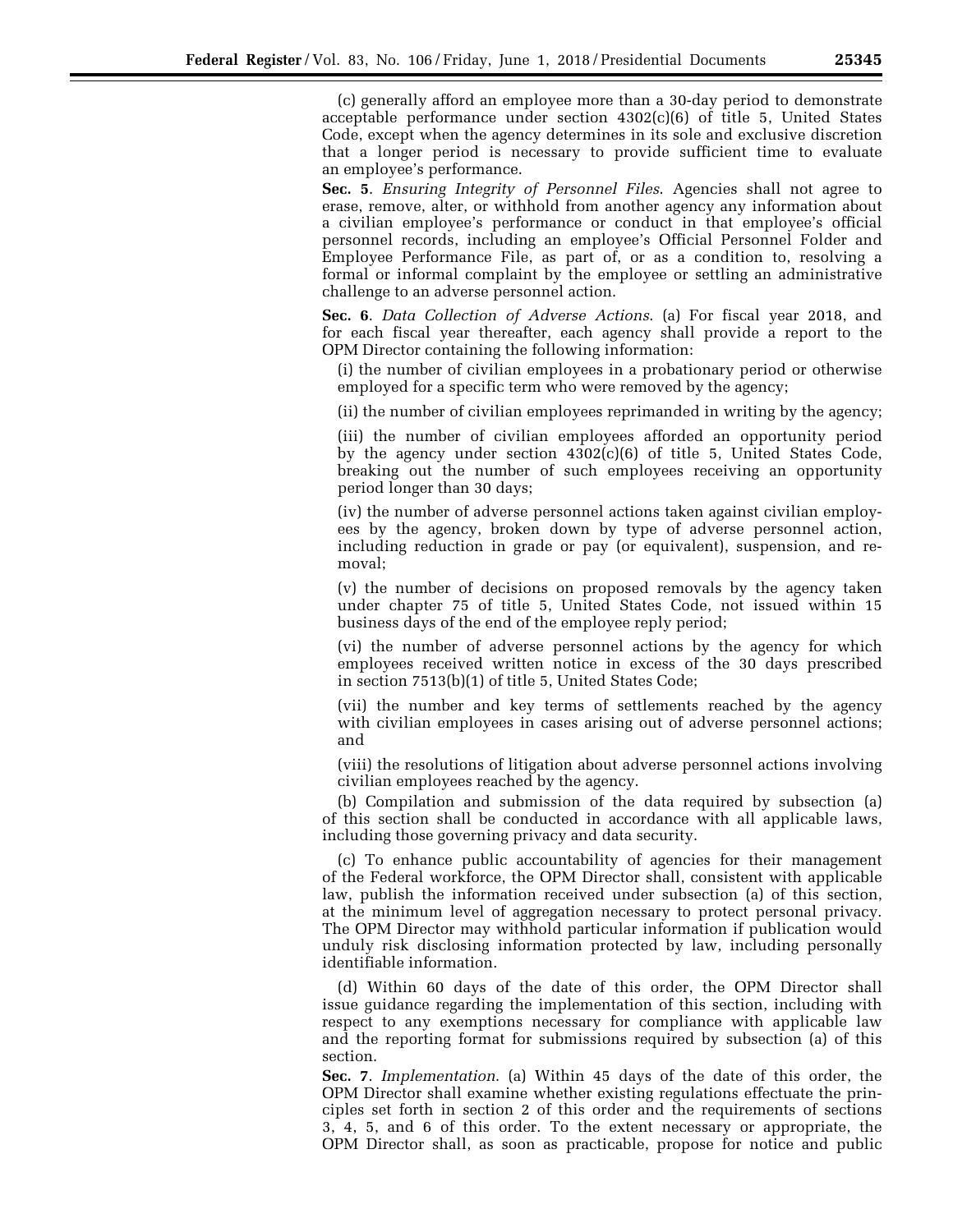(c) generally afford an employee more than a 30-day period to demonstrate acceptable performance under section 4302(c)(6) of title 5, United States Code, except when the agency determines in its sole and exclusive discretion that a longer period is necessary to provide sufficient time to evaluate an employee's performance.

**Sec. 5**. *Ensuring Integrity of Personnel Files*. Agencies shall not agree to erase, remove, alter, or withhold from another agency any information about a civilian employee's performance or conduct in that employee's official personnel records, including an employee's Official Personnel Folder and Employee Performance File, as part of, or as a condition to, resolving a formal or informal complaint by the employee or settling an administrative challenge to an adverse personnel action.

**Sec. 6**. *Data Collection of Adverse Actions*. (a) For fiscal year 2018, and for each fiscal year thereafter, each agency shall provide a report to the OPM Director containing the following information:

(i) the number of civilian employees in a probationary period or otherwise employed for a specific term who were removed by the agency;

(ii) the number of civilian employees reprimanded in writing by the agency;

(iii) the number of civilian employees afforded an opportunity period by the agency under section 4302(c)(6) of title 5, United States Code, breaking out the number of such employees receiving an opportunity period longer than 30 days;

(iv) the number of adverse personnel actions taken against civilian employees by the agency, broken down by type of adverse personnel action, including reduction in grade or pay (or equivalent), suspension, and removal;

(v) the number of decisions on proposed removals by the agency taken under chapter 75 of title 5, United States Code, not issued within 15 business days of the end of the employee reply period;

(vi) the number of adverse personnel actions by the agency for which employees received written notice in excess of the 30 days prescribed in section 7513(b)(1) of title 5, United States Code;

(vii) the number and key terms of settlements reached by the agency with civilian employees in cases arising out of adverse personnel actions; and

(viii) the resolutions of litigation about adverse personnel actions involving civilian employees reached by the agency.

(b) Compilation and submission of the data required by subsection (a) of this section shall be conducted in accordance with all applicable laws, including those governing privacy and data security.

(c) To enhance public accountability of agencies for their management of the Federal workforce, the OPM Director shall, consistent with applicable law, publish the information received under subsection (a) of this section, at the minimum level of aggregation necessary to protect personal privacy. The OPM Director may withhold particular information if publication would unduly risk disclosing information protected by law, including personally identifiable information.

(d) Within 60 days of the date of this order, the OPM Director shall issue guidance regarding the implementation of this section, including with respect to any exemptions necessary for compliance with applicable law and the reporting format for submissions required by subsection (a) of this section.

**Sec. 7**. *Implementation*. (a) Within 45 days of the date of this order, the OPM Director shall examine whether existing regulations effectuate the principles set forth in section 2 of this order and the requirements of sections 3, 4, 5, and 6 of this order. To the extent necessary or appropriate, the OPM Director shall, as soon as practicable, propose for notice and public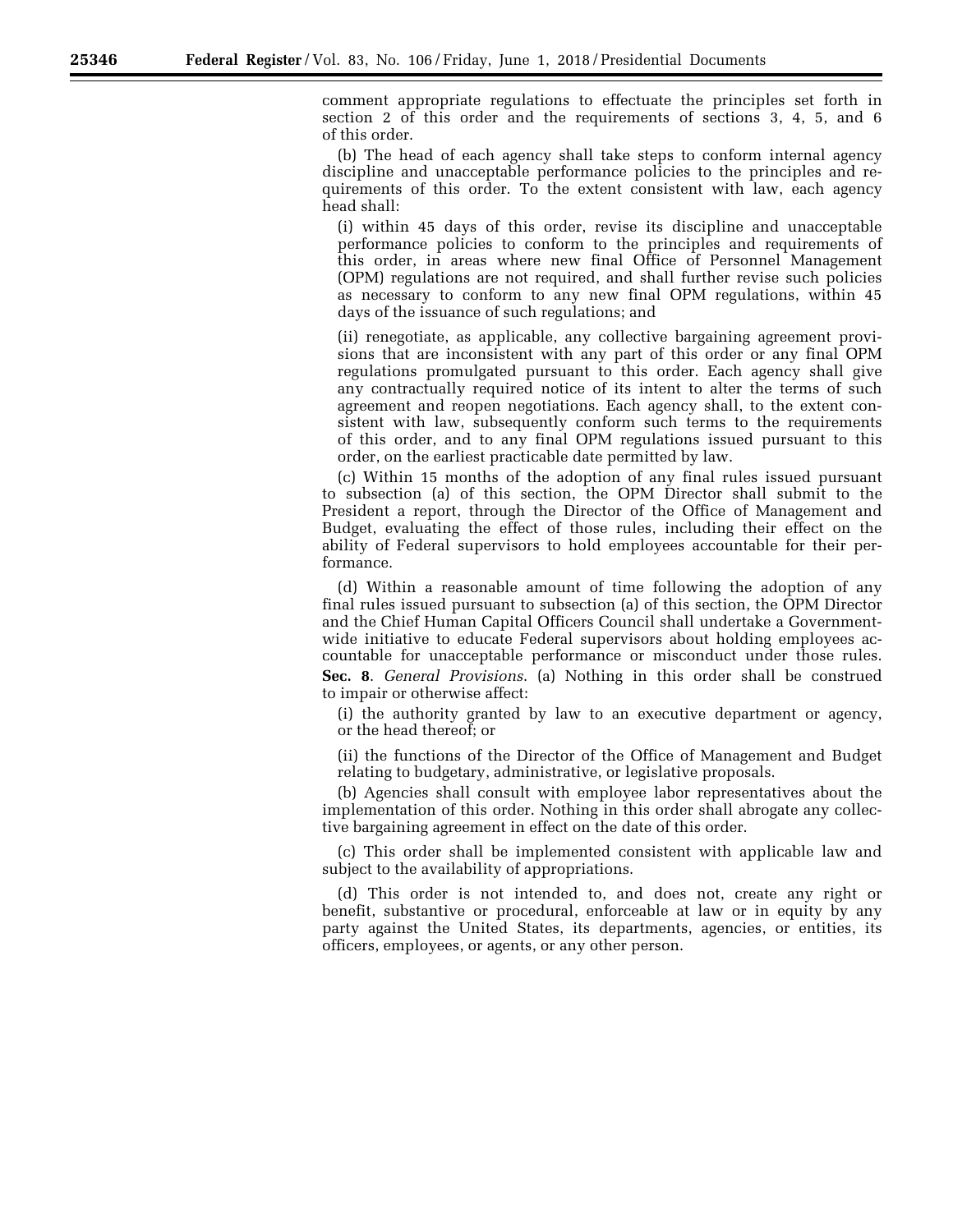comment appropriate regulations to effectuate the principles set forth in section 2 of this order and the requirements of sections 3, 4, 5, and 6 of this order.

(b) The head of each agency shall take steps to conform internal agency discipline and unacceptable performance policies to the principles and requirements of this order. To the extent consistent with law, each agency head shall:

(i) within 45 days of this order, revise its discipline and unacceptable performance policies to conform to the principles and requirements of this order, in areas where new final Office of Personnel Management (OPM) regulations are not required, and shall further revise such policies as necessary to conform to any new final OPM regulations, within 45 days of the issuance of such regulations; and

(ii) renegotiate, as applicable, any collective bargaining agreement provisions that are inconsistent with any part of this order or any final OPM regulations promulgated pursuant to this order. Each agency shall give any contractually required notice of its intent to alter the terms of such agreement and reopen negotiations. Each agency shall, to the extent consistent with law, subsequently conform such terms to the requirements of this order, and to any final OPM regulations issued pursuant to this order, on the earliest practicable date permitted by law.

(c) Within 15 months of the adoption of any final rules issued pursuant to subsection (a) of this section, the OPM Director shall submit to the President a report, through the Director of the Office of Management and Budget, evaluating the effect of those rules, including their effect on the ability of Federal supervisors to hold employees accountable for their performance.

(d) Within a reasonable amount of time following the adoption of any final rules issued pursuant to subsection (a) of this section, the OPM Director and the Chief Human Capital Officers Council shall undertake a Government-wide initiative to educate Federal supervisors about holding employees accountable for unacceptable performance or misconduct under those rules.

**Sec. 8**. *General Provisions*. (a) Nothing in this order shall be construed to impair or otherwise affect:

(i) the authority granted by law to an executive department or agency, or the head thereof; or

(ii) the functions of the Director of the Office of Management and Budget relating to budgetary, administrative, or legislative proposals.

(b) Agencies shall consult with employee labor representatives about the implementation of this order. Nothing in this order shall abrogate any collective bargaining agreement in effect on the date of this order.

(c) This order shall be implemented consistent with applicable law and subject to the availability of appropriations.

(d) This order is not intended to, and does not, create any right or benefit, substantive or procedural, enforceable at law or in equity by any party against the United States, its departments, agencies, or entities, its officers, employees, or agents, or any other person.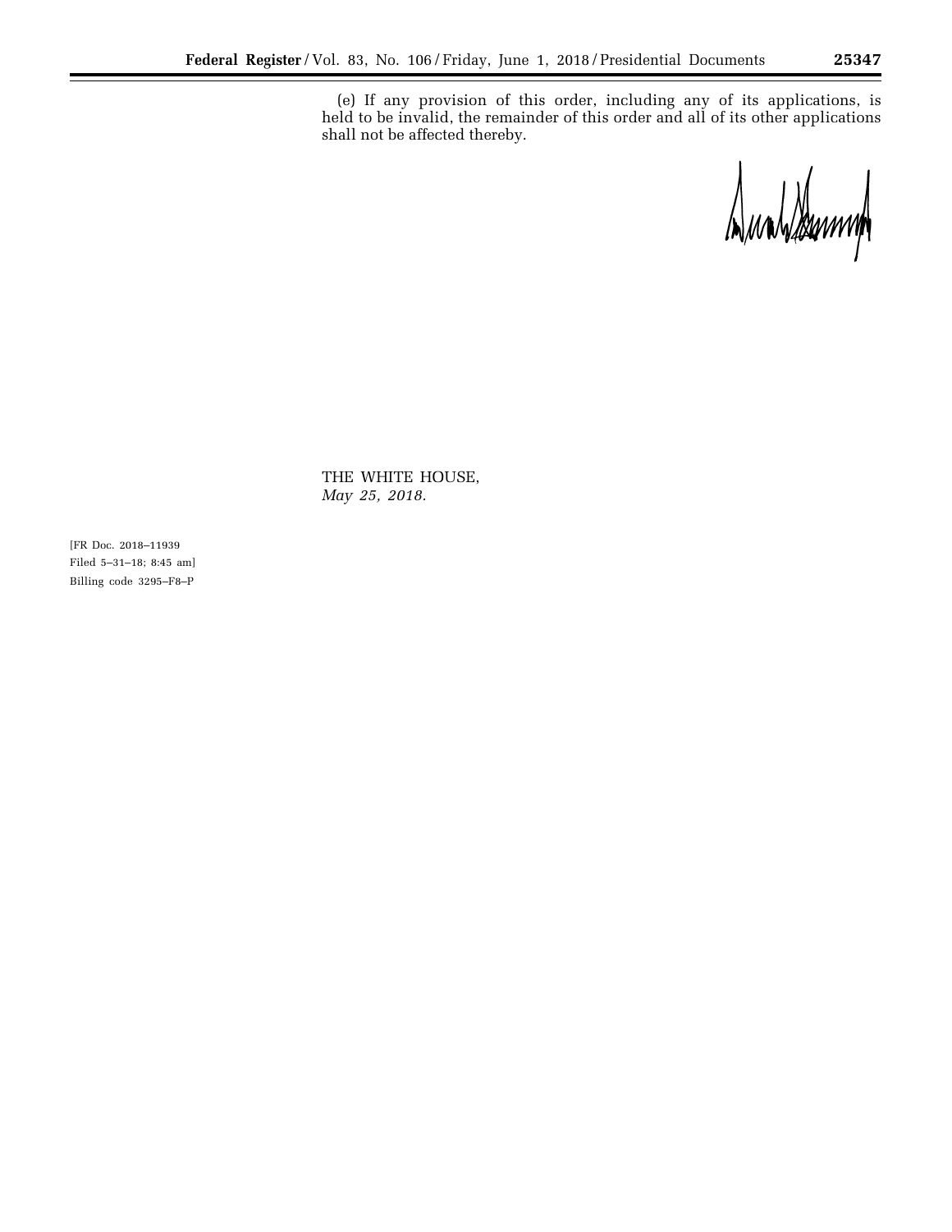(e) If any provision of this order, including any of its applications, is held to be invalid, the remainder of this order and all of its other applications shall not be affected thereby.

THE WHITE HOUSE,
*May 25, 2018.*

[FR Doc. 2018–11939
Filed 5–31–18; 8:45 am]
Billing code 3295–F8–P